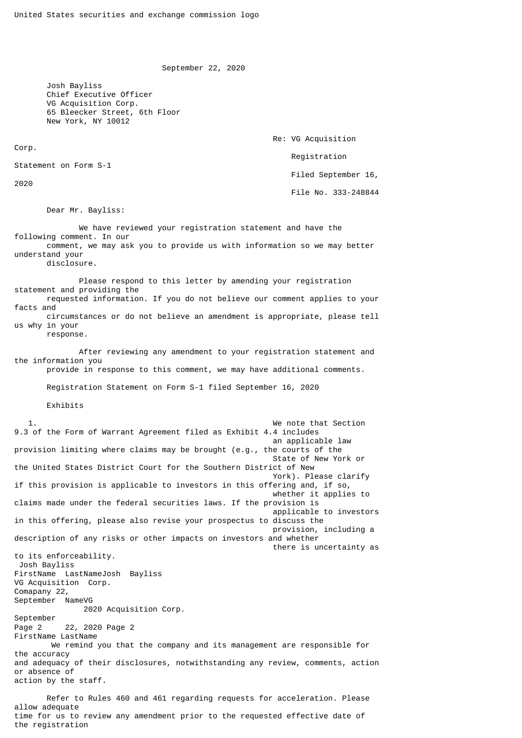United States securities and exchange commission logo

September 22, 2020

Josh Bayliss
Chief Executive Officer
VG Acquisition Corp.
65 Bleecker Street, 6th Floor
New York, NY 10012

Re: VG Acquisition Corp.
Registration Statement on Form S-1
Filed September 16, 2020
File No. 333-248844

Dear Mr. Bayliss:

We have reviewed your registration statement and have the following comment. In our comment, we may ask you to provide us with information so we may better understand your disclosure.

Please respond to this letter by amending your registration statement and providing the requested information. If you do not believe our comment applies to your facts and circumstances or do not believe an amendment is appropriate, please tell us why in your response.

After reviewing any amendment to your registration statement and the information you provide in response to this comment, we may have additional comments.

Registration Statement on Form S-1 filed September 16, 2020

Exhibits

1. We note that Section 9.3 of the Form of Warrant Agreement filed as Exhibit 4.4 includes an applicable law provision limiting where claims may be brought (e.g., the courts of the State of New York or the United States District Court for the Southern District of New York). Please clarify if this provision is applicable to investors in this offering and, if so, whether it applies to claims made under the federal securities laws. If the provision is applicable to investors in this offering, please also revise your prospectus to discuss the provision, including a description of any risks or other impacts on investors and whether there is uncertainty as to its enforceability.

We remind you that the company and its management are responsible for the accuracy and adequacy of their disclosures, notwithstanding any review, comments, action or absence of action by the staff.

Refer to Rules 460 and 461 regarding requests for acceleration. Please allow adequate time for us to review any amendment prior to the requested effective date of the registration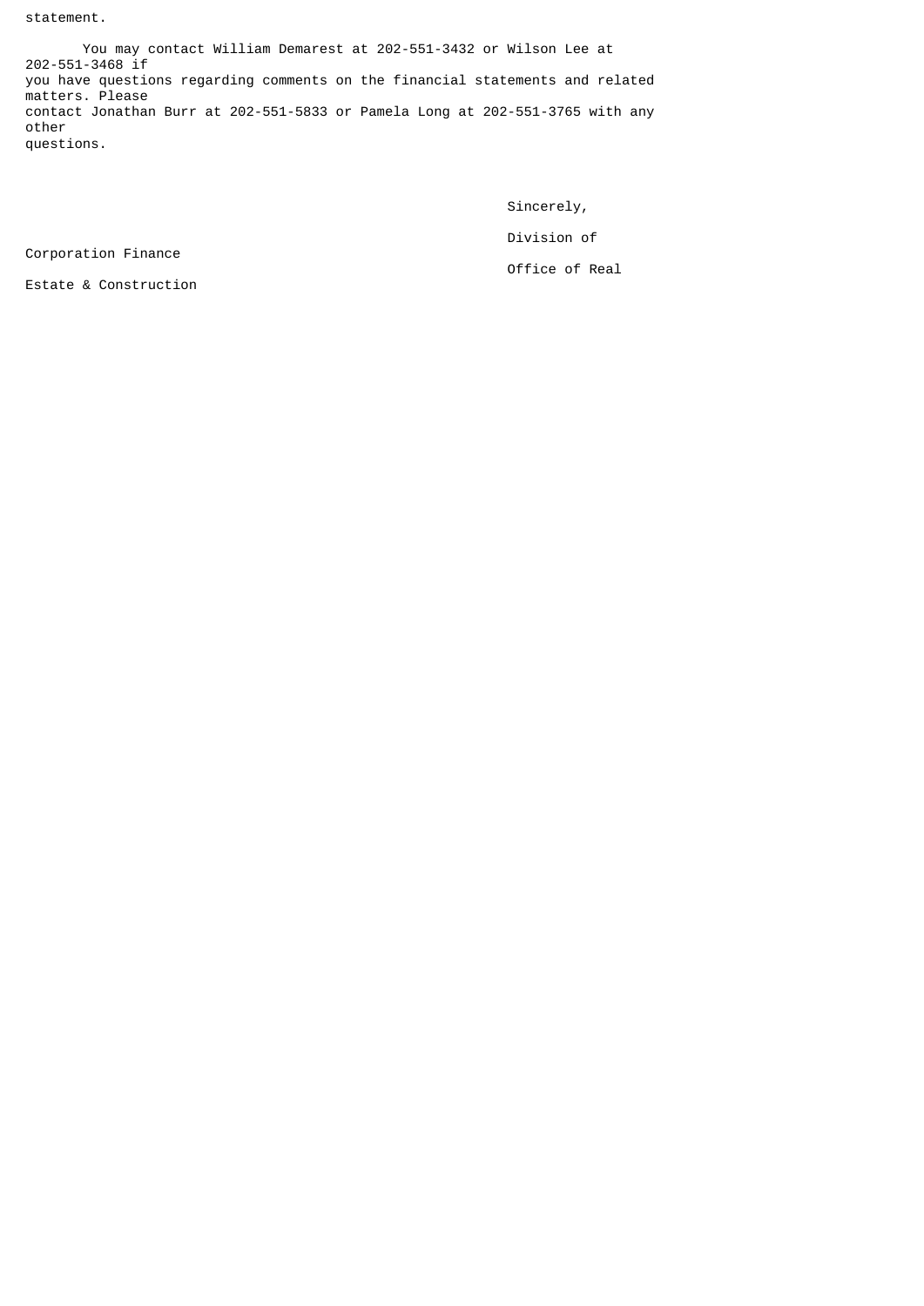statement.

You may contact William Demarest at 202-551-3432 or Wilson Lee at 202-551-3468 if you have questions regarding comments on the financial statements and related matters. Please contact Jonathan Burr at 202-551-5833 or Pamela Long at 202-551-3765 with any other questions.

Sincerely,

Division of Corporation Finance

Office of Real Estate & Construction